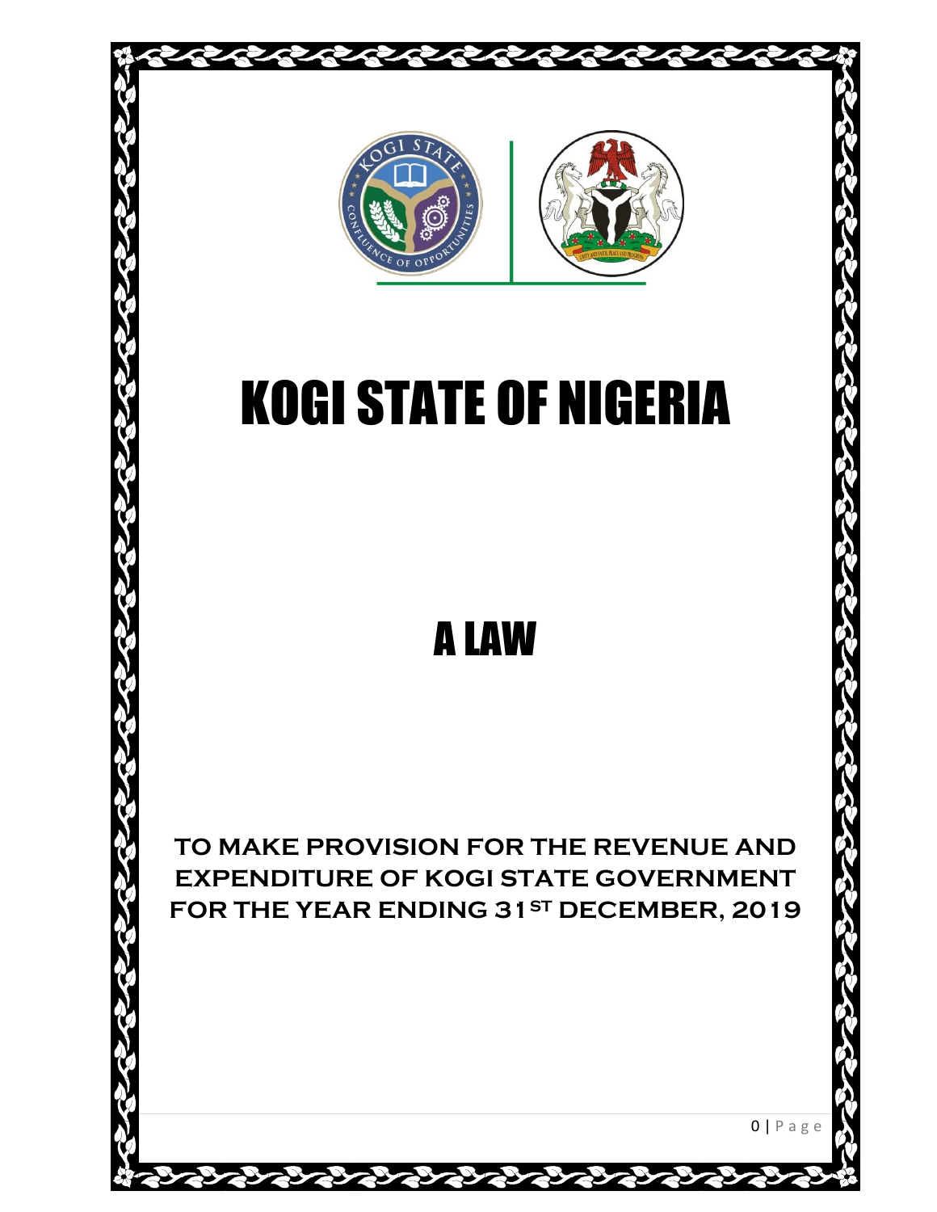# KOGI STATE OF NIGERIA

# A LAW

**TO MAKE PROVISION FOR THE REVENUE AND EXPENDITURE OF KOGI STATE GOVERNMENT FOR THE YEAR ENDING 31ST DECEMBER, 2019**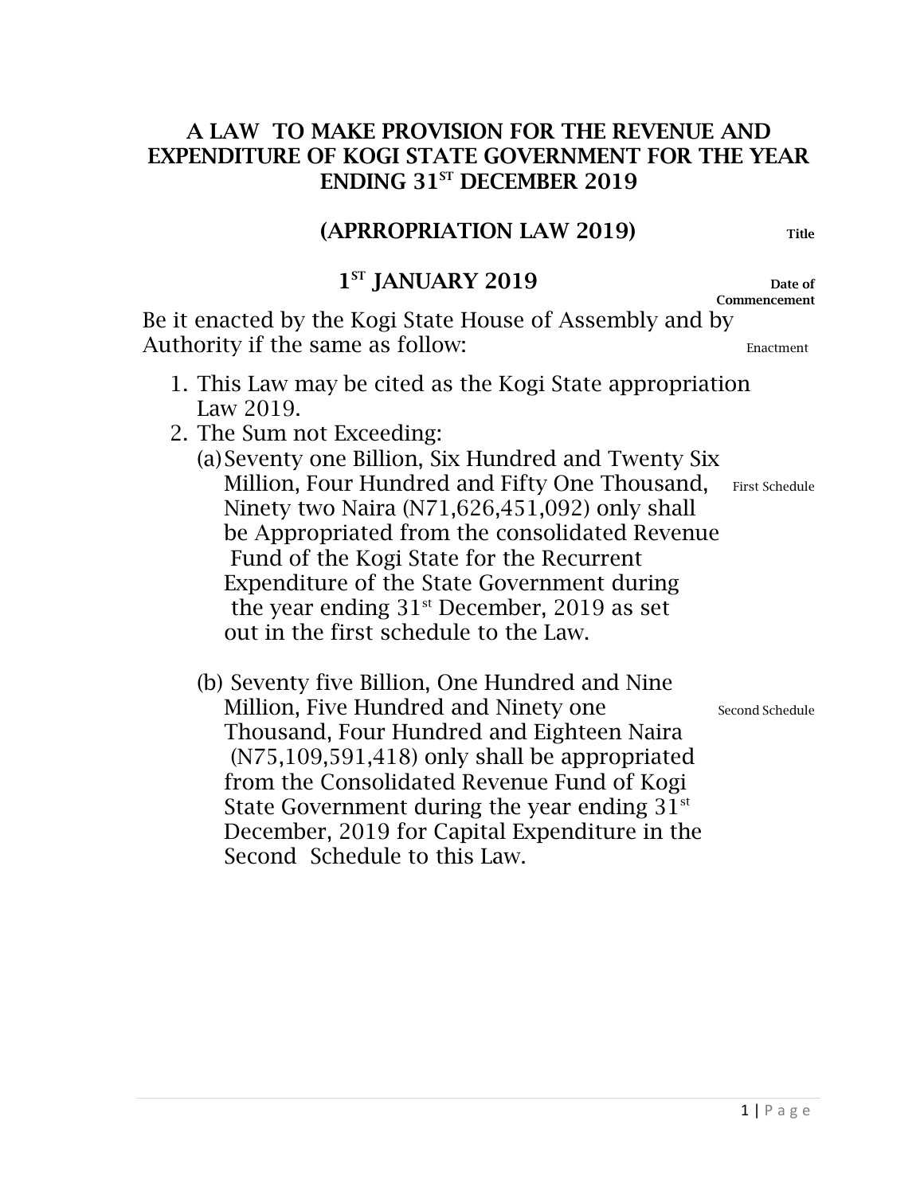# A LAW TO MAKE PROVISION FOR THE REVENUE AND EXPENDITURE OF KOGI STATE GOVERNMENT FOR THE YEAR ENDING 31ST DECEMBER 2019

## (APRROPIATION LAW 2019)

Title

## 1ST JANUARY 2019

Date of Commencement

Be it enacted by the Kogi State House of Assembly and by Authority if the same as follow:

Enactment

1. This Law may be cited as the Kogi State appropriation Law 2019.
2. The Sum not Exceeding:
   (a) Seventy one Billion, Six Hundred and Twenty Six Million, Four Hundred and Fifty One Thousand, Ninety two Naira (N71,626,451,092) only shall be Appropriated from the consolidated Revenue Fund of the Kogi State for the Recurrent Expenditure of the State Government during the year ending 31st December, 2019 as set out in the first schedule to the Law.

   First Schedule

   (b) Seventy five Billion, One Hundred and Nine Million, Five Hundred and Ninety one Thousand, Four Hundred and Eighteen Naira (N75,109,591,418) only shall be appropriated from the Consolidated Revenue Fund of Kogi State Government during the year ending 31st December, 2019 for Capital Expenditure in the Second Schedule to this Law.

   Second Schedule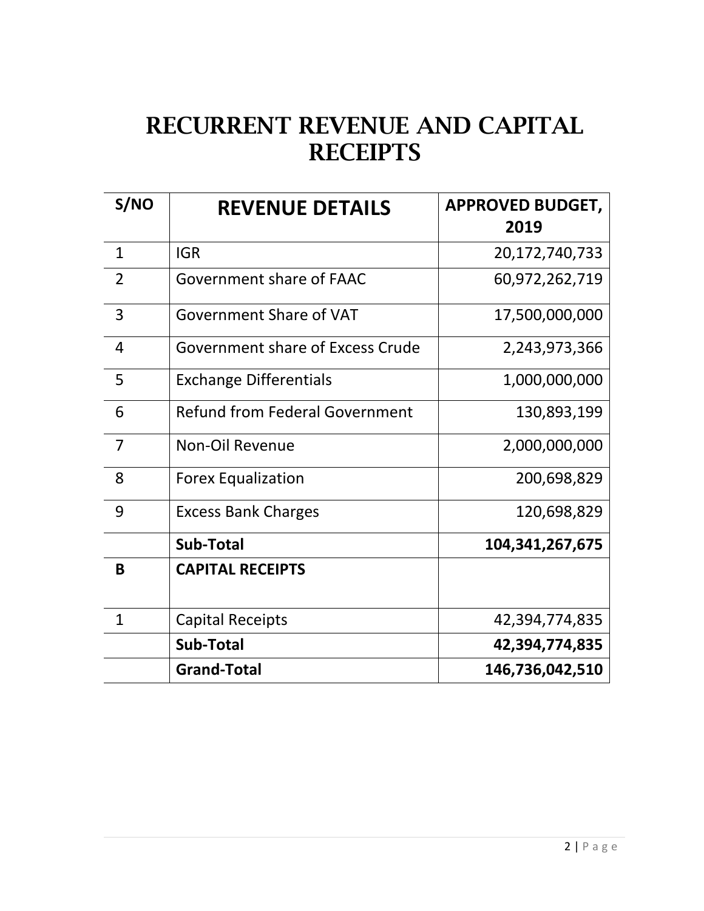# RECURRENT REVENUE AND CAPITAL RECEIPTS

| S/NO | REVENUE DETAILS | APPROVED BUDGET, 2019 |
|---|---|---|
| 1 | IGR | 20,172,740,733 |
| 2 | Government share of FAAC | 60,972,262,719 |
| 3 | Government Share of VAT | 17,500,000,000 |
| 4 | Government share of Excess Crude | 2,243,973,366 |
| 5 | Exchange Differentials | 1,000,000,000 |
| 6 | Refund from Federal Government | 130,893,199 |
| 7 | Non-Oil Revenue | 2,000,000,000 |
| 8 | Forex Equalization | 200,698,829 |
| 9 | Excess Bank Charges | 120,698,829 |
| | **Sub-Total** | **104,341,267,675** |
| **B** | **CAPITAL RECEIPTS** | |
| 1 | Capital Receipts | 42,394,774,835 |
| | **Sub-Total** | **42,394,774,835** |
| | **Grand-Total** | **146,736,042,510** |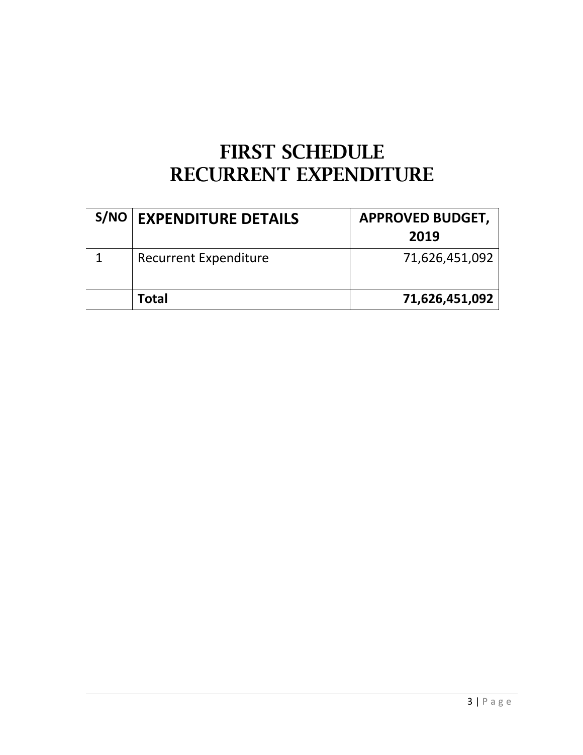# FIRST SCHEDULE
# RECURRENT EXPENDITURE

| S/NO | EXPENDITURE DETAILS | APPROVED BUDGET, 2019 |
|---|---|---|
| 1 | Recurrent Expenditure | 71,626,451,092 |
| | **Total** | **71,626,451,092** |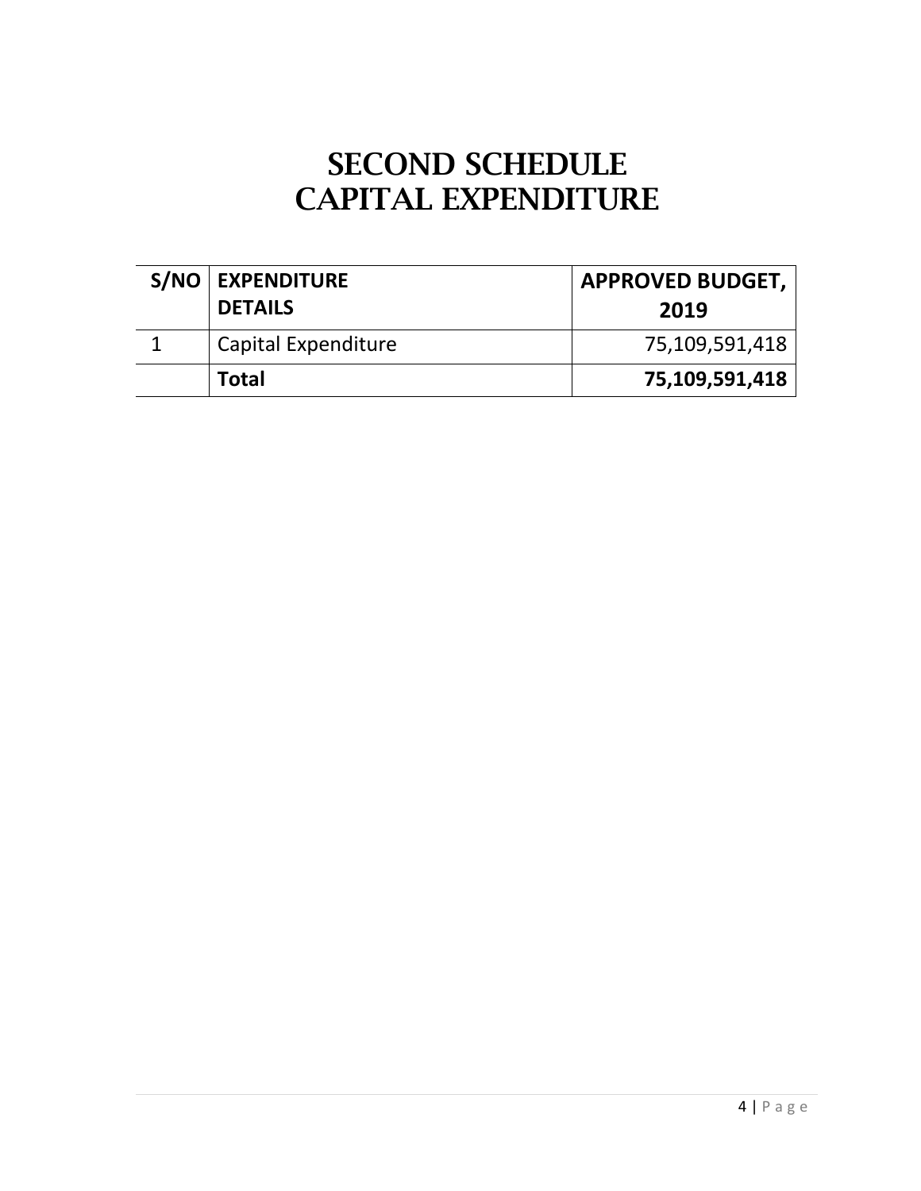# SECOND SCHEDULE
# CAPITAL EXPENDITURE

| S/NO | EXPENDITURE DETAILS | APPROVED BUDGET, 2019 |
|---|---|---|
| 1 | Capital Expenditure | 75,109,591,418 |
| | **Total** | **75,109,591,418** |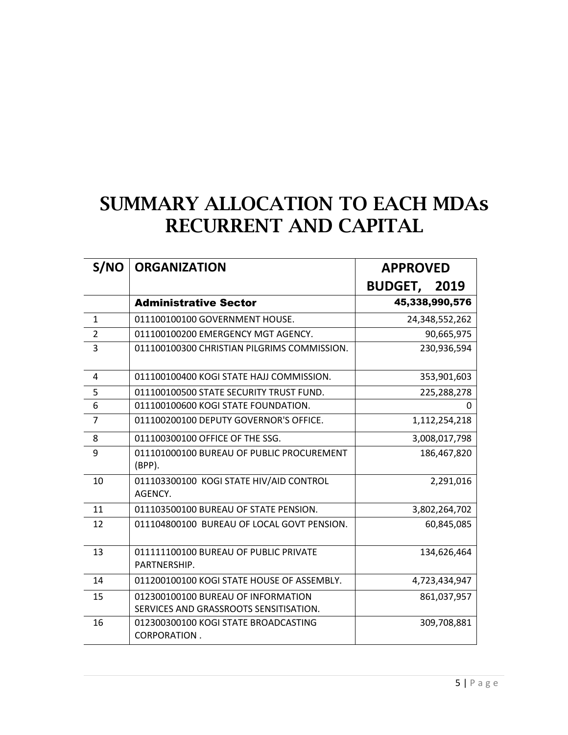# SUMMARY ALLOCATION TO EACH MDAs RECURRENT AND CAPITAL

| S/NO | ORGANIZATION | APPROVED BUDGET, 2019 |
|---|---|---|
| | **Administrative Sector** | **45,338,990,576** |
| 1 | 011100100100 GOVERNMENT HOUSE. | 24,348,552,262 |
| 2 | 011100100200 EMERGENCY MGT AGENCY. | 90,665,975 |
| 3 | 011100100300 CHRISTIAN PILGRIMS COMMISSION. | 230,936,594 |
| 4 | 011100100400 KOGI STATE HAJJ COMMISSION. | 353,901,603 |
| 5 | 011100100500 STATE SECURITY TRUST FUND. | 225,288,278 |
| 6 | 011100100600 KOGI STATE FOUNDATION. | 0 |
| 7 | 011100200100 DEPUTY GOVERNOR'S OFFICE. | 1,112,254,218 |
| 8 | 011100300100 OFFICE OF THE SSG. | 3,008,017,798 |
| 9 | 011101000100 BUREAU OF PUBLIC PROCUREMENT (BPP). | 186,467,820 |
| 10 | 011103300100 KOGI STATE HIV/AID CONTROL AGENCY. | 2,291,016 |
| 11 | 011103500100 BUREAU OF STATE PENSION. | 3,802,264,702 |
| 12 | 011104800100 BUREAU OF LOCAL GOVT PENSION. | 60,845,085 |
| 13 | 011111100100 BUREAU OF PUBLIC PRIVATE PARTNERSHIP. | 134,626,464 |
| 14 | 011200100100 KOGI STATE HOUSE OF ASSEMBLY. | 4,723,434,947 |
| 15 | 012300100100 BUREAU OF INFORMATION SERVICES AND GRASSROOTS SENSITISATION. | 861,037,957 |
| 16 | 012300300100 KOGI STATE BROADCASTING CORPORATION . | 309,708,881 |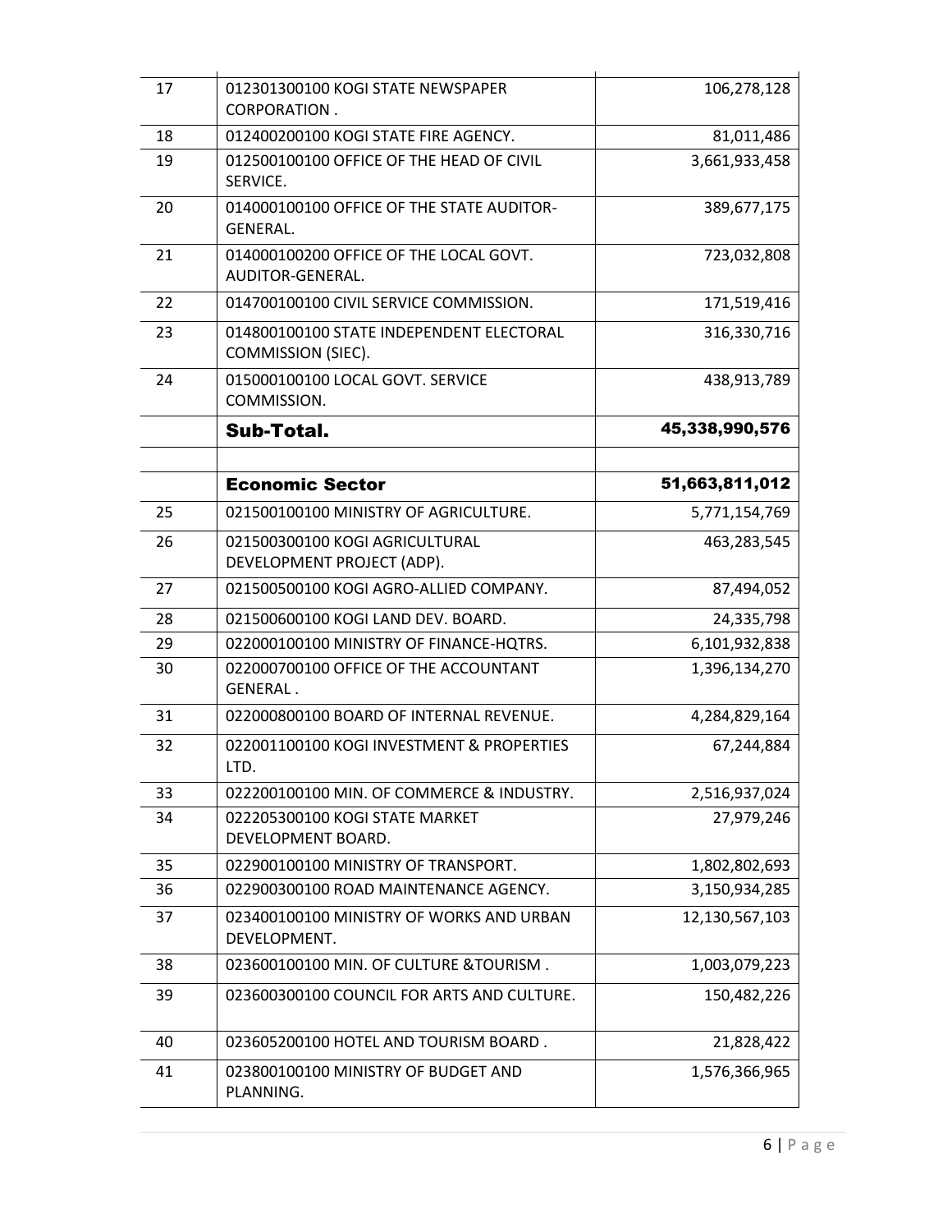| | | |
|---|---|---|
| 17 | 012301300100 KOGI STATE NEWSPAPER CORPORATION . | 106,278,128 |
| 18 | 012400200100 KOGI STATE FIRE AGENCY. | 81,011,486 |
| 19 | 012500100100 OFFICE OF THE HEAD OF CIVIL SERVICE. | 3,661,933,458 |
| 20 | 014000100100 OFFICE OF THE STATE AUDITOR-GENERAL. | 389,677,175 |
| 21 | 014000100200 OFFICE OF THE LOCAL GOVT. AUDITOR-GENERAL. | 723,032,808 |
| 22 | 014700100100 CIVIL SERVICE COMMISSION. | 171,519,416 |
| 23 | 014800100100 STATE INDEPENDENT ELECTORAL COMMISSION (SIEC). | 316,330,716 |
| 24 | 015000100100 LOCAL GOVT. SERVICE COMMISSION. | 438,913,789 |
| | **Sub-Total.** | **45,338,990,576** |
| | | |
| | **Economic Sector** | **51,663,811,012** |
| 25 | 021500100100 MINISTRY OF AGRICULTURE. | 5,771,154,769 |
| 26 | 021500300100 KOGI AGRICULTURAL DEVELOPMENT PROJECT (ADP). | 463,283,545 |
| 27 | 021500500100 KOGI AGRO-ALLIED COMPANY. | 87,494,052 |
| 28 | 021500600100 KOGI LAND DEV. BOARD. | 24,335,798 |
| 29 | 022000100100 MINISTRY OF FINANCE-HQTRS. | 6,101,932,838 |
| 30 | 022000700100 OFFICE OF THE ACCOUNTANT GENERAL . | 1,396,134,270 |
| 31 | 022000800100 BOARD OF INTERNAL REVENUE. | 4,284,829,164 |
| 32 | 022001100100 KOGI INVESTMENT & PROPERTIES LTD. | 67,244,884 |
| 33 | 022200100100 MIN. OF COMMERCE & INDUSTRY. | 2,516,937,024 |
| 34 | 022205300100 KOGI STATE MARKET DEVELOPMENT BOARD. | 27,979,246 |
| 35 | 022900100100 MINISTRY OF TRANSPORT. | 1,802,802,693 |
| 36 | 022900300100 ROAD MAINTENANCE AGENCY. | 3,150,934,285 |
| 37 | 023400100100 MINISTRY OF WORKS AND URBAN DEVELOPMENT. | 12,130,567,103 |
| 38 | 023600100100 MIN. OF CULTURE &TOURISM . | 1,003,079,223 |
| 39 | 023600300100 COUNCIL FOR ARTS AND CULTURE. | 150,482,226 |
| 40 | 023605200100 HOTEL AND TOURISM BOARD . | 21,828,422 |
| 41 | 023800100100 MINISTRY OF BUDGET AND PLANNING. | 1,576,366,965 |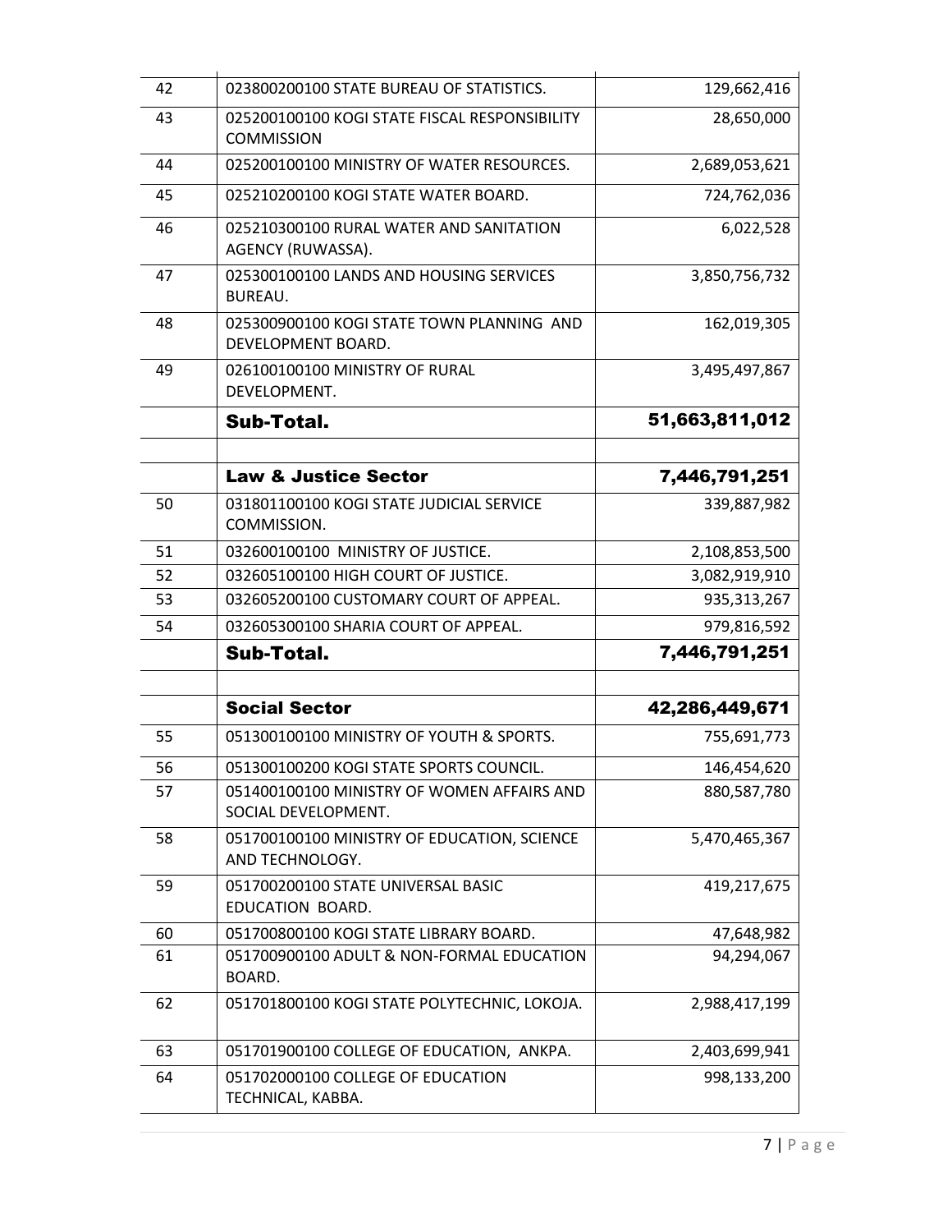| | | |
|---|---|---|
| 42 | 023800200100 STATE BUREAU OF STATISTICS. | 129,662,416 |
| 43 | 025200100100 KOGI STATE FISCAL RESPONSIBILITY COMMISSION | 28,650,000 |
| 44 | 025200100100 MINISTRY OF WATER RESOURCES. | 2,689,053,621 |
| 45 | 025210200100 KOGI STATE WATER BOARD. | 724,762,036 |
| 46 | 025210300100 RURAL WATER AND SANITATION AGENCY (RUWASSA). | 6,022,528 |
| 47 | 025300100100 LANDS AND HOUSING SERVICES BUREAU. | 3,850,756,732 |
| 48 | 025300900100 KOGI STATE TOWN PLANNING AND DEVELOPMENT BOARD. | 162,019,305 |
| 49 | 026100100100 MINISTRY OF RURAL DEVELOPMENT. | 3,495,497,867 |
| | **Sub-Total.** | **51,663,811,012** |
| | | |
| | **Law & Justice Sector** | **7,446,791,251** |
| 50 | 031801100100 KOGI STATE JUDICIAL SERVICE COMMISSION. | 339,887,982 |
| 51 | 032600100100 MINISTRY OF JUSTICE. | 2,108,853,500 |
| 52 | 032605100100 HIGH COURT OF JUSTICE. | 3,082,919,910 |
| 53 | 032605200100 CUSTOMARY COURT OF APPEAL. | 935,313,267 |
| 54 | 032605300100 SHARIA COURT OF APPEAL. | 979,816,592 |
| | **Sub-Total.** | **7,446,791,251** |
| | | |
| | **Social Sector** | **42,286,449,671** |
| 55 | 051300100100 MINISTRY OF YOUTH & SPORTS. | 755,691,773 |
| 56 | 051300100200 KOGI STATE SPORTS COUNCIL. | 146,454,620 |
| 57 | 051400100100 MINISTRY OF WOMEN AFFAIRS AND SOCIAL DEVELOPMENT. | 880,587,780 |
| 58 | 051700100100 MINISTRY OF EDUCATION, SCIENCE AND TECHNOLOGY. | 5,470,465,367 |
| 59 | 051700200100 STATE UNIVERSAL BASIC EDUCATION BOARD. | 419,217,675 |
| 60 | 051700800100 KOGI STATE LIBRARY BOARD. | 47,648,982 |
| 61 | 051700900100 ADULT & NON-FORMAL EDUCATION BOARD. | 94,294,067 |
| 62 | 051701800100 KOGI STATE POLYTECHNIC, LOKOJA. | 2,988,417,199 |
| 63 | 051701900100 COLLEGE OF EDUCATION, ANKPA. | 2,403,699,941 |
| 64 | 051702000100 COLLEGE OF EDUCATION TECHNICAL, KABBA. | 998,133,200 |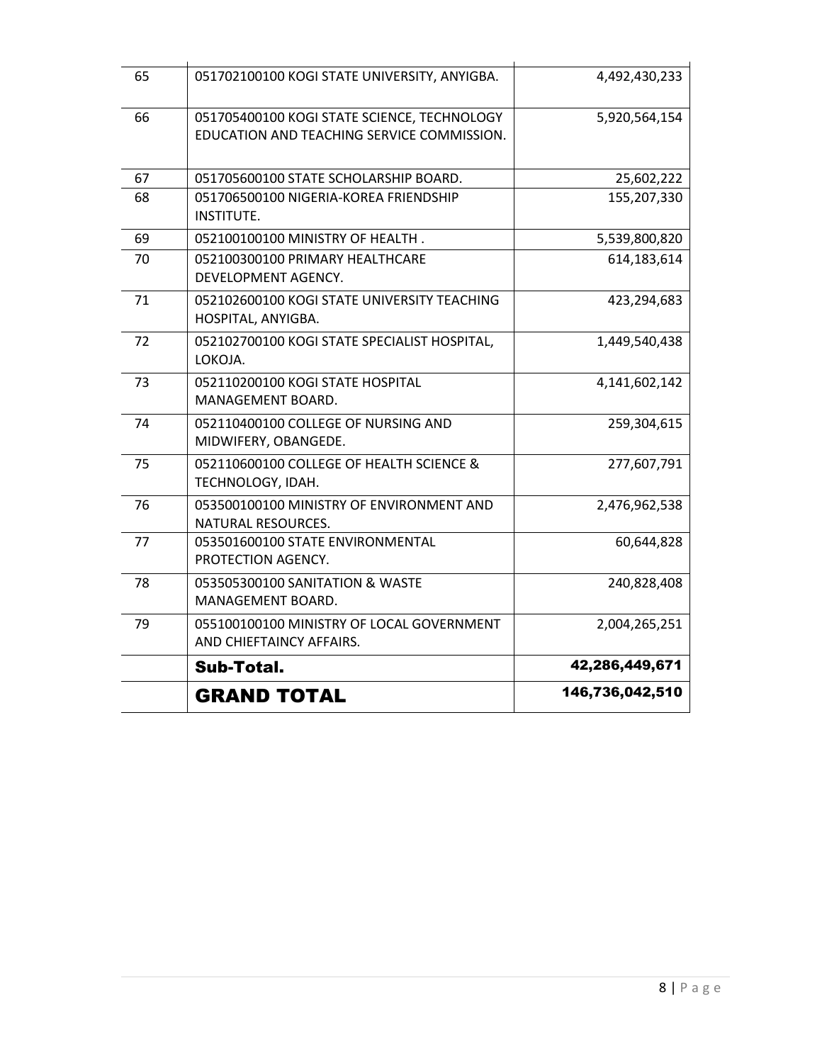| | | |
|---|---|---|
| 65 | 051702100100 KOGI STATE UNIVERSITY, ANYIGBA. | 4,492,430,233 |
| 66 | 051705400100 KOGI STATE SCIENCE, TECHNOLOGY EDUCATION AND TEACHING SERVICE COMMISSION. | 5,920,564,154 |
| 67 | 051705600100 STATE SCHOLARSHIP BOARD. | 25,602,222 |
| 68 | 051706500100 NIGERIA-KOREA FRIENDSHIP INSTITUTE. | 155,207,330 |
| 69 | 052100100100 MINISTRY OF HEALTH . | 5,539,800,820 |
| 70 | 052100300100 PRIMARY HEALTHCARE DEVELOPMENT AGENCY. | 614,183,614 |
| 71 | 052102600100 KOGI STATE UNIVERSITY TEACHING HOSPITAL, ANYIGBA. | 423,294,683 |
| 72 | 052102700100 KOGI STATE SPECIALIST HOSPITAL, LOKOJA. | 1,449,540,438 |
| 73 | 052110200100 KOGI STATE HOSPITAL MANAGEMENT BOARD. | 4,141,602,142 |
| 74 | 052110400100 COLLEGE OF NURSING AND MIDWIFERY, OBANGEDE. | 259,304,615 |
| 75 | 052110600100 COLLEGE OF HEALTH SCIENCE & TECHNOLOGY, IDAH. | 277,607,791 |
| 76 | 053500100100 MINISTRY OF ENVIRONMENT AND NATURAL RESOURCES. | 2,476,962,538 |
| 77 | 053501600100 STATE ENVIRONMENTAL PROTECTION AGENCY. | 60,644,828 |
| 78 | 053505300100 SANITATION & WASTE MANAGEMENT BOARD. | 240,828,408 |
| 79 | 055100100100 MINISTRY OF LOCAL GOVERNMENT AND CHIEFTAINCY AFFAIRS. | 2,004,265,251 |
| | **Sub-Total.** | **42,286,449,671** |
| | **GRAND TOTAL** | **146,736,042,510** |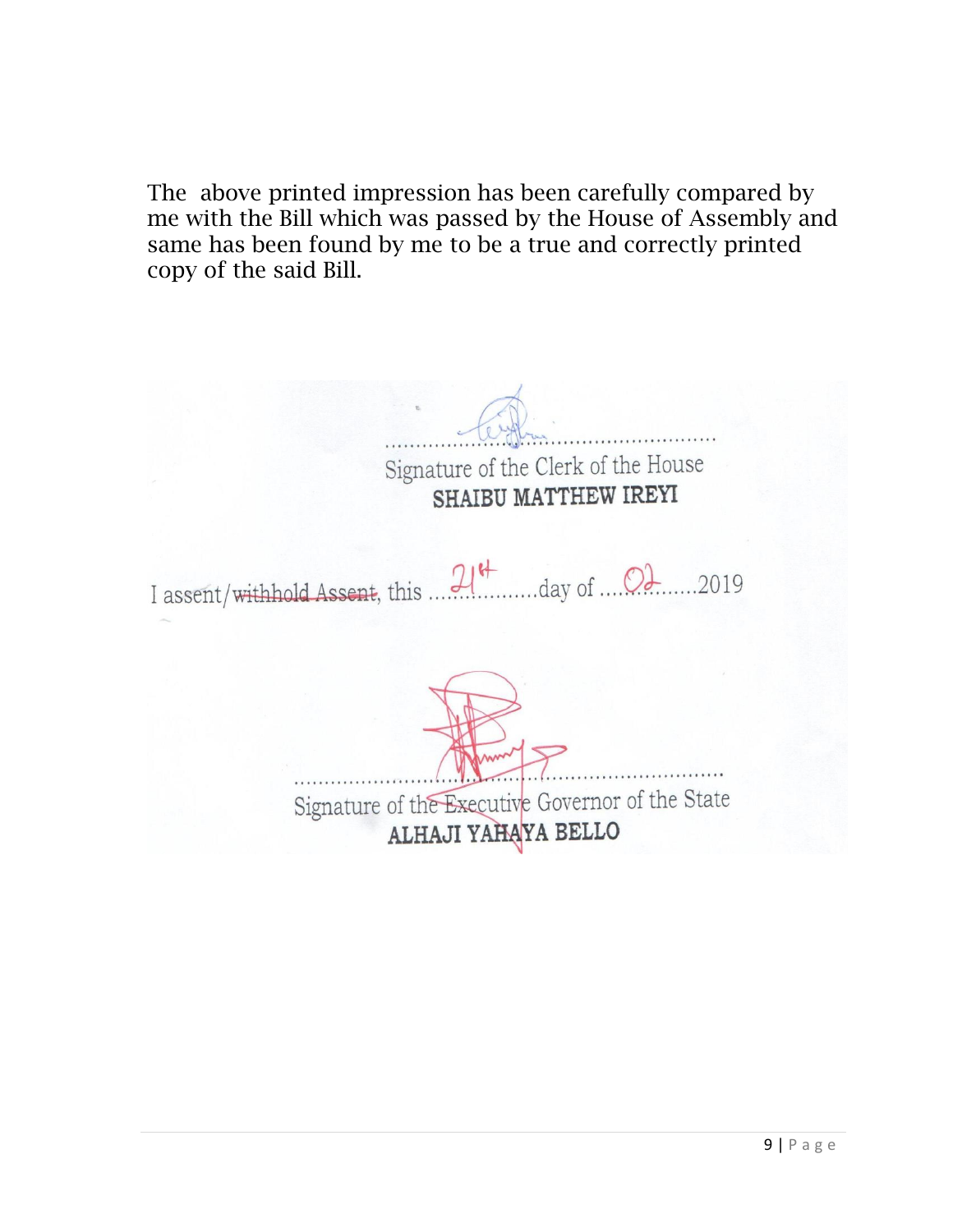The above printed impression has been carefully compared by me with the Bill which was passed by the House of Assembly and same has been found by me to be a true and correctly printed copy of the said Bill.

..............................................

Signature of the Clerk of the House

**SHAIBU MATTHEW IREYI**

I assent/~~withhold Assent~~, this ...21st...day of ...02...2019

..............................................

Signature of the Executive Governor of the State

**ALHAJI YAHAYA BELLO**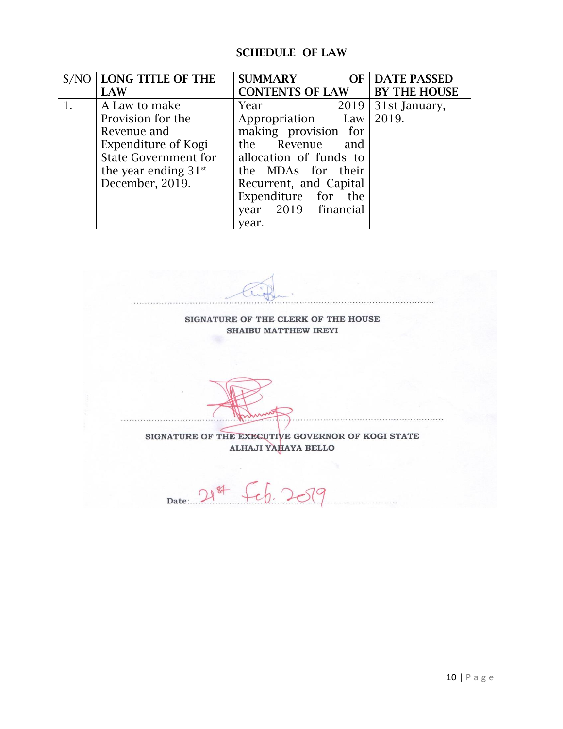## SCHEDULE OF LAW

| S/NO | LONG TITLE OF THE LAW | SUMMARY OF CONTENTS OF LAW | DATE PASSED BY THE HOUSE |
|---|---|---|---|
| 1. | A Law to make Provision for the Revenue and Expenditure of Kogi State Government for the year ending 31st December, 2019. | Year 2019 Appropriation Law making provision for the Revenue and allocation of funds to the MDAs for their Recurrent, and Capital Expenditure for the year 2019 financial year. | 31st January, 2019. |

.......................................................................................................

**SIGNATURE OF THE CLERK OF THE HOUSE**
**SHAIBU MATTHEW IREYI**

.......................................................................................................

**SIGNATURE OF THE EXECUTIVE GOVERNOR OF KOGI STATE**
**ALHAJI YAHAYA BELLO**

**Date:** 21st Feb. 2019